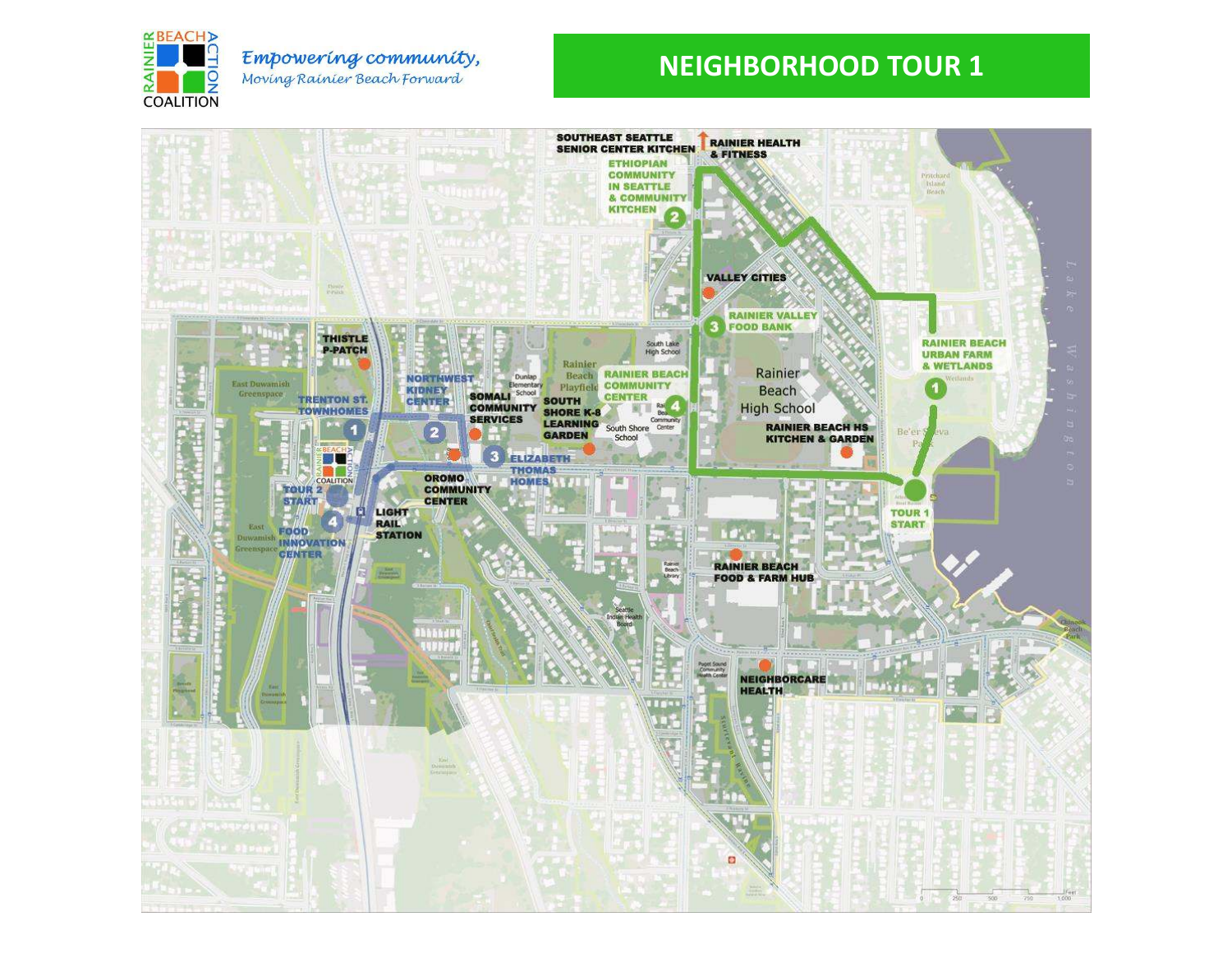RAINIER BEACH ACTION COALITION

*Empowering community,*
*Moving Rainier Beach Forward*

# NEIGHBORHOOD TOUR 1

**Tour 1**

- TOUR 1 START
- 1 RAINIER BEACH URBAN FARM & WETLANDS
- 2 ETHIOPIAN COMMUNITY IN SEATTLE & COMMUNITY KITCHEN
- 3 RAINIER VALLEY FOOD BANK
- 4 RAINIER BEACH COMMUNITY CENTER

**Tour 2**

- TOUR 2 START
- 1 TRENTON ST. TOWNHOMES
- 2 NORTHWEST KIDNEY CENTER
- 3 ELIZABETH THOMAS HOMES
- 4 FOOD INNOVATION CENTER

**Other locations**

- SOUTHEAST SEATTLE SENIOR CENTER KITCHEN
- RAINIER HEALTH & FITNESS
- VALLEY CITIES
- RAINIER BEACH HS KITCHEN & GARDEN
- THISTLE P-PATCH
- SOMALI COMMUNITY SERVICES
- SOUTH SHORE K-8 LEARNING GARDEN
- OROMO COMMUNITY CENTER
- LIGHT RAIL STATION
- RAINIER BEACH FOOD & FARM HUB
- NEIGHBORCARE HEALTH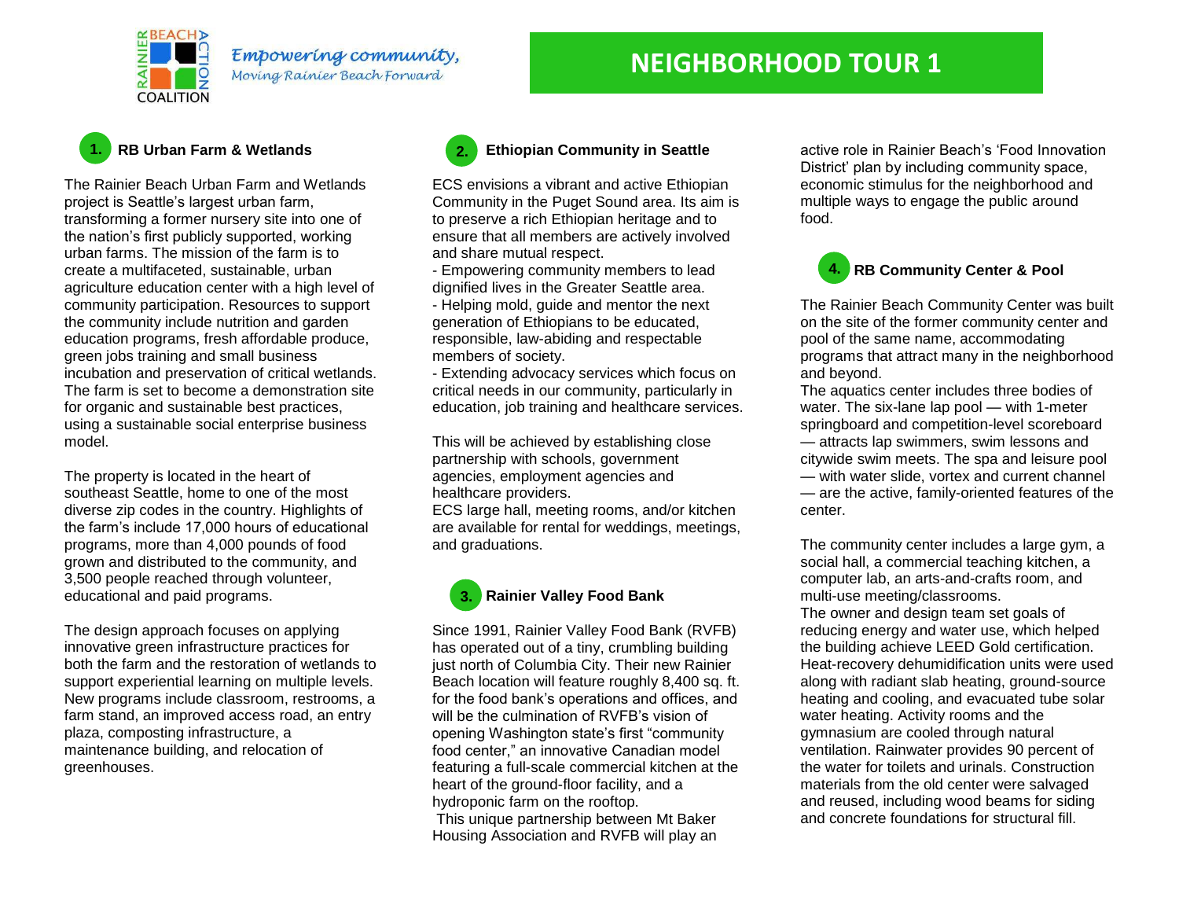Empowering community, Moving Rainier Beach Forward

# NEIGHBORHOOD TOUR 1

## 1. RB Urban Farm & Wetlands

The Rainier Beach Urban Farm and Wetlands project is Seattle's largest urban farm, transforming a former nursery site into one of the nation's first publicly supported, working urban farms. The mission of the farm is to create a multifaceted, sustainable, urban agriculture education center with a high level of community participation. Resources to support the community include nutrition and garden education programs, fresh affordable produce, green jobs training and small business incubation and preservation of critical wetlands. The farm is set to become a demonstration site for organic and sustainable best practices, using a sustainable social enterprise business model.

The property is located in the heart of southeast Seattle, home to one of the most diverse zip codes in the country. Highlights of the farm's include 17,000 hours of educational programs, more than 4,000 pounds of food grown and distributed to the community, and 3,500 people reached through volunteer, educational and paid programs.

The design approach focuses on applying innovative green infrastructure practices for both the farm and the restoration of wetlands to support experiential learning on multiple levels. New programs include classroom, restrooms, a farm stand, an improved access road, an entry plaza, composting infrastructure, a maintenance building, and relocation of greenhouses.

## 2. Ethiopian Community in Seattle

ECS envisions a vibrant and active Ethiopian Community in the Puget Sound area. Its aim is to preserve a rich Ethiopian heritage and to ensure that all members are actively involved and share mutual respect.

- Empowering community members to lead dignified lives in the Greater Seattle area.
- Helping mold, guide and mentor the next generation of Ethiopians to be educated, responsible, law-abiding and respectable members of society.
- Extending advocacy services which focus on critical needs in our community, particularly in education, job training and healthcare services.

This will be achieved by establishing close partnership with schools, government agencies, employment agencies and healthcare providers.
ECS large hall, meeting rooms, and/or kitchen are available for rental for weddings, meetings, and graduations.

## 3. Rainier Valley Food Bank

Since 1991, Rainier Valley Food Bank (RVFB) has operated out of a tiny, crumbling building just north of Columbia City. Their new Rainier Beach location will feature roughly 8,400 sq. ft. for the food bank's operations and offices, and will be the culmination of RVFB's vision of opening Washington state's first "community food center," an innovative Canadian model featuring a full-scale commercial kitchen at the heart of the ground-floor facility, and a hydroponic farm on the rooftop.
This unique partnership between Mt Baker Housing Association and RVFB will play an active role in Rainier Beach's 'Food Innovation District' plan by including community space, economic stimulus for the neighborhood and multiple ways to engage the public around food.

## 4. RB Community Center & Pool

The Rainier Beach Community Center was built on the site of the former community center and pool of the same name, accommodating programs that attract many in the neighborhood and beyond.
The aquatics center includes three bodies of water. The six-lane lap pool — with 1-meter springboard and competition-level scoreboard — attracts lap swimmers, swim lessons and citywide swim meets. The spa and leisure pool — with water slide, vortex and current channel — are the active, family-oriented features of the center.

The community center includes a large gym, a social hall, a commercial teaching kitchen, a computer lab, an arts-and-crafts room, and multi-use meeting/classrooms.
The owner and design team set goals of reducing energy and water use, which helped the building achieve LEED Gold certification. Heat-recovery dehumidification units were used along with radiant slab heating, ground-source heating and cooling, and evacuated tube solar water heating. Activity rooms and the gymnasium are cooled through natural ventilation. Rainwater provides 90 percent of the water for toilets and urinals. Construction materials from the old center were salvaged and reused, including wood beams for siding and concrete foundations for structural fill.